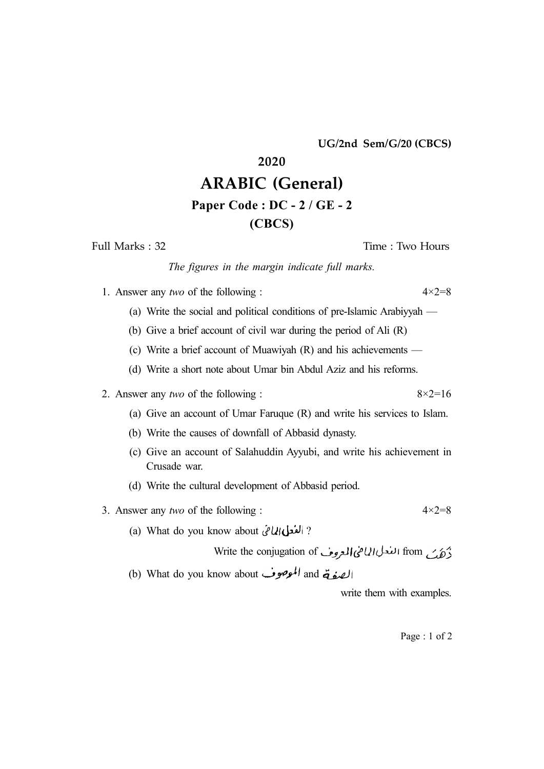UG/2nd Sem/G/20 (CBCS)

# 2020

# ARABIC (General)

## Paper Code : DC - 2 / GE - 2

## (CBCS)

Full Marks : 32 Time : Two Hours

*The figures in the margin indicate full marks.*

1. Answer any *two* of the following : 4×2=8

   (a) Write the social and political conditions of pre-Islamic Arabiyyah —

   (b) Give a brief account of civil war during the period of Ali (R)

   (c) Write a brief account of Muawiyah (R) and his achievements —

   (d) Write a short note about Umar bin Abdul Aziz and his reforms.

2. Answer any *two* of the following : 8×2=16

   (a) Give an account of Umar Faruque (R) and write his services to Islam.

   (b) Write the causes of downfall of Abbasid dynasty.

   (c) Give an account of Salahuddin Ayyubi, and write his achievement in Crusade war.

   (d) Write the cultural development of Abbasid period.

3. Answer any *two* of the following : 4×2=8

   (a) What do you know about الفعل الماضي ?

   Write the conjugation of الفعل الماضي المعروف from ذَهَبَ

   (b) What do you know about الموصوف and الصفة

   write them with examples.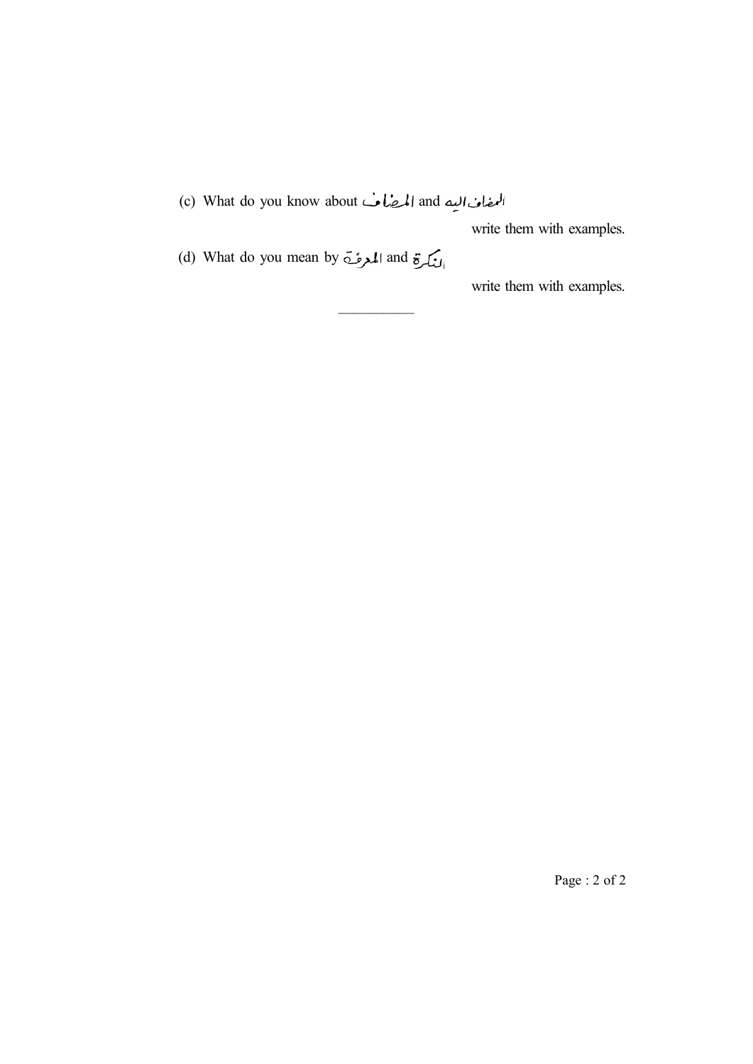(c) What do you know about المضاف and المضاف اليه

write them with examples.

(d) What do you mean by المعرفة and النكرة

write them with examples.

---